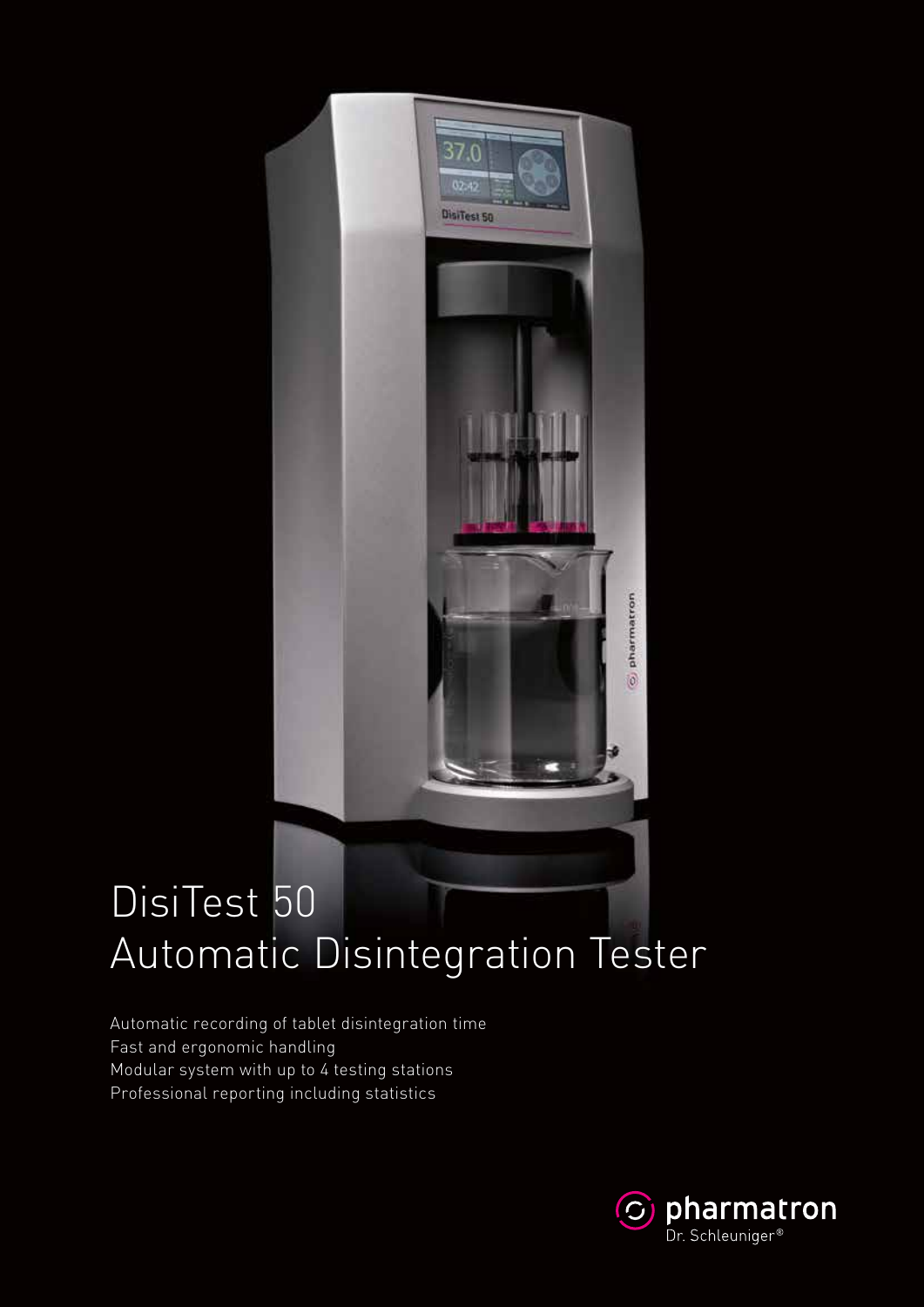# DisiTest 50
# Automatic Disintegration Tester

Automatic recording of tablet disintegration time
Fast and ergonomic handling
Modular system with up to 4 testing stations
Professional reporting including statistics

pharmatron
Dr. Schleuniger®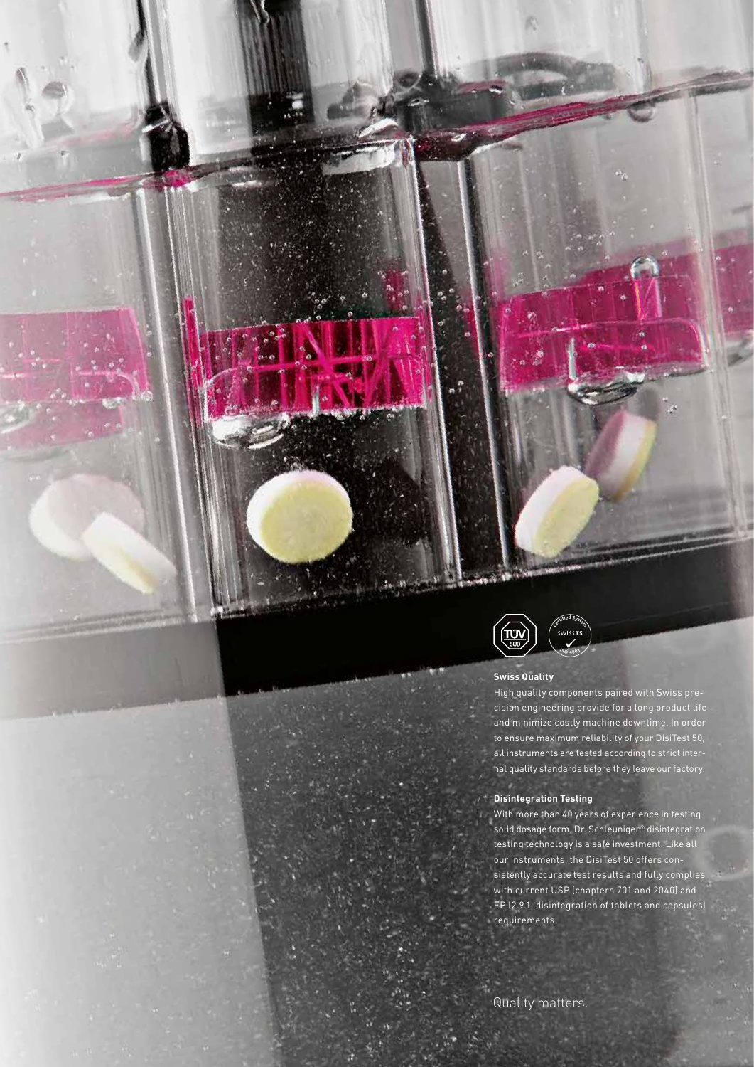### Swiss Quality

High quality components paired with Swiss precision engineering provide for a long product life and minimize costly machine downtime. In order to ensure maximum reliability of your DisiTest 50, all instruments are tested according to strict internal quality standards before they leave our factory.

### Disintegration Testing

With more than 40 years of experience in testing solid dosage form, Dr. Schleuniger® disintegration testing technology is a safe investment. Like all our instruments, the DisiTest 50 offers consistently accurate test results and fully complies with current USP (chapters 701 and 2040) and EP (2.9.1, disintegration of tablets and capsules) requirements.

Quality matters.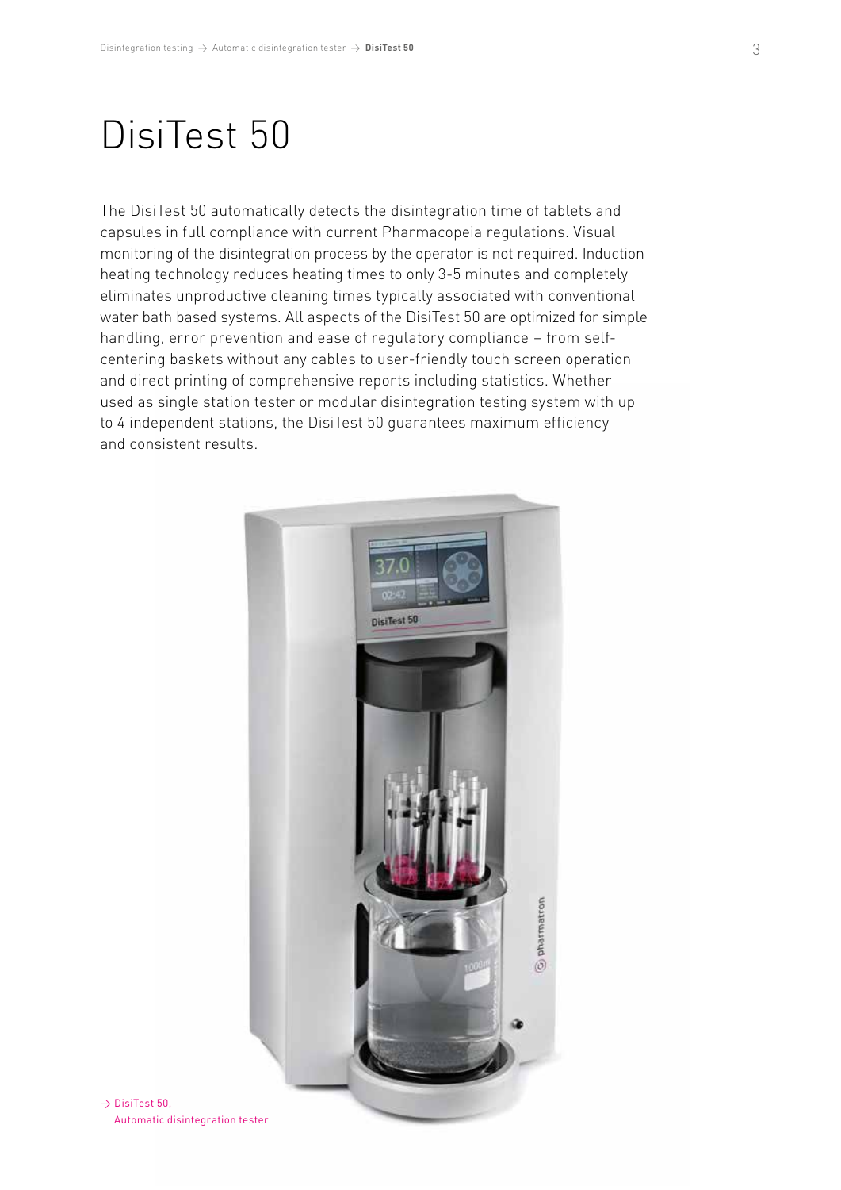# DisiTest 50

The DisiTest 50 automatically detects the disintegration time of tablets and capsules in full compliance with current Pharmacopeia regulations. Visual monitoring of the disintegration process by the operator is not required. Induction heating technology reduces heating times to only 3-5 minutes and completely eliminates unproductive cleaning times typically associated with conventional water bath based systems. All aspects of the DisiTest 50 are optimized for simple handling, error prevention and ease of regulatory compliance – from self-centering baskets without any cables to user-friendly touch screen operation and direct printing of comprehensive reports including statistics. Whether used as single station tester or modular disintegration testing system with up to 4 independent stations, the DisiTest 50 guarantees maximum efficiency and consistent results.

→ DisiTest 50, Automatic disintegration tester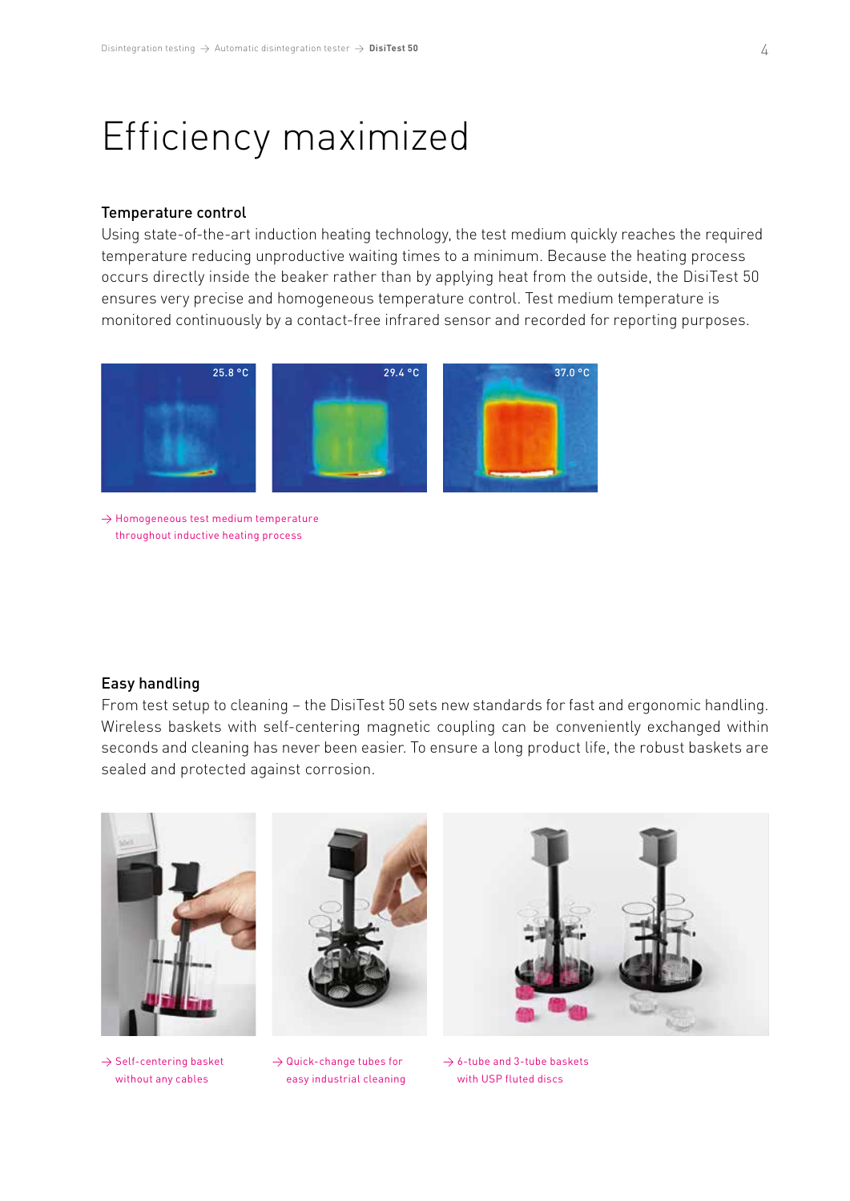# Efficiency maximized

## Temperature control

Using state-of-the-art induction heating technology, the test medium quickly reaches the required temperature reducing unproductive waiting times to a minimum. Because the heating process occurs directly inside the beaker rather than by applying heat from the outside, the DisiTest 50 ensures very precise and homogeneous temperature control. Test medium temperature is monitored continuously by a contact-free infrared sensor and recorded for reporting purposes.

25.8 °C 29.4 °C 37.0 °C

→ Homogeneous test medium temperature throughout inductive heating process

## Easy handling

From test setup to cleaning – the DisiTest 50 sets new standards for fast and ergonomic handling. Wireless baskets with self-centering magnetic coupling can be conveniently exchanged within seconds and cleaning has never been easier. To ensure a long product life, the robust baskets are sealed and protected against corrosion.

→ Self-centering basket without any cables

→ Quick-change tubes for easy industrial cleaning

→ 6-tube and 3-tube baskets with USP fluted discs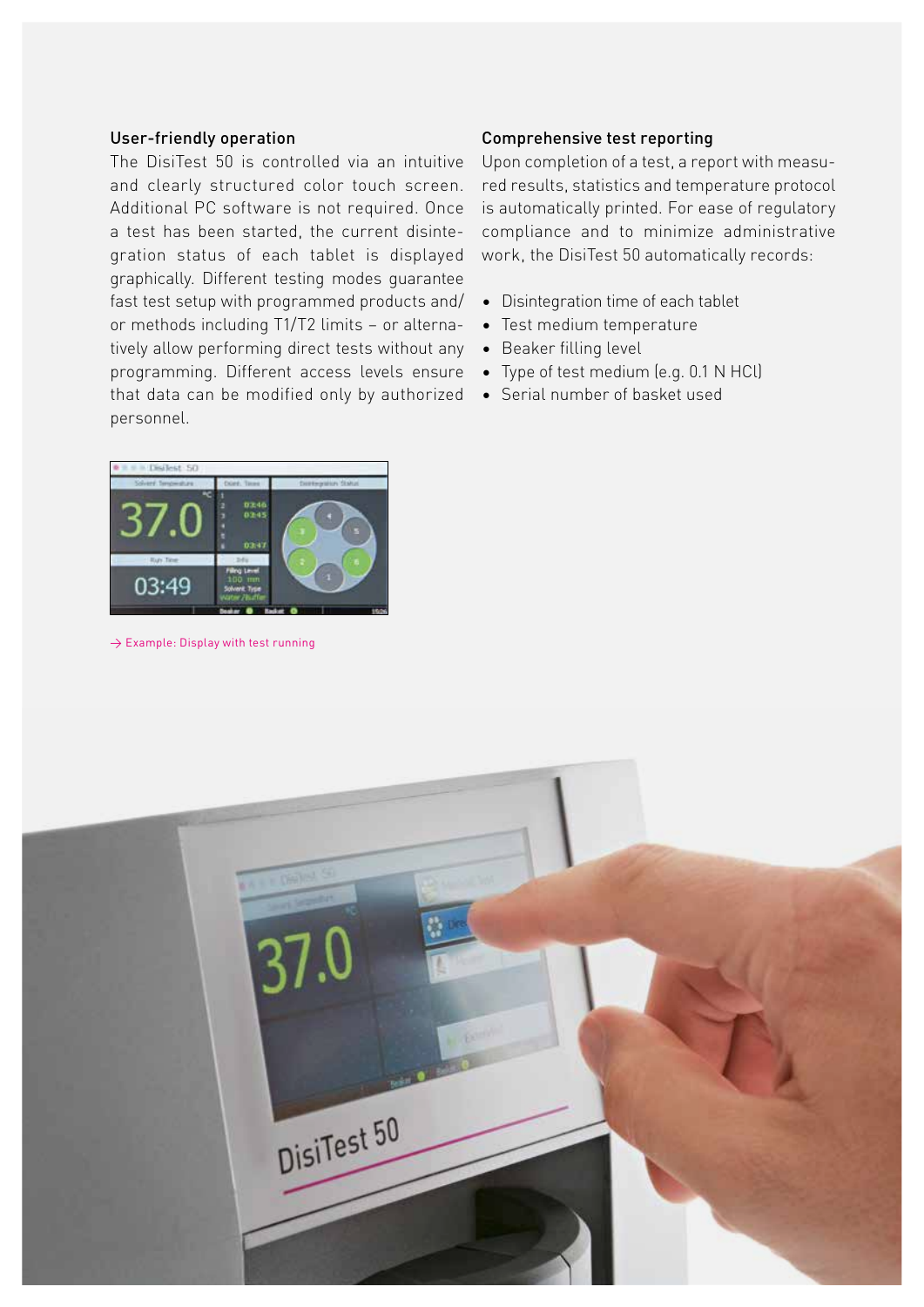### User-friendly operation

The DisiTest 50 is controlled via an intuitive and clearly structured color touch screen. Additional PC software is not required. Once a test has been started, the current disintegration status of each tablet is displayed graphically. Different testing modes guarantee fast test setup with programmed products and/or methods including T1/T2 limits – or alternatively allow performing direct tests without any programming. Different access levels ensure that data can be modified only by authorized personnel.

→ Example: Display with test running

### Comprehensive test reporting

Upon completion of a test, a report with measured results, statistics and temperature protocol is automatically printed. For ease of regulatory compliance and to minimize administrative work, the DisiTest 50 automatically records:

- Disintegration time of each tablet
- Test medium temperature
- Beaker filling level
- Type of test medium (e.g. 0.1 N HCl)
- Serial number of basket used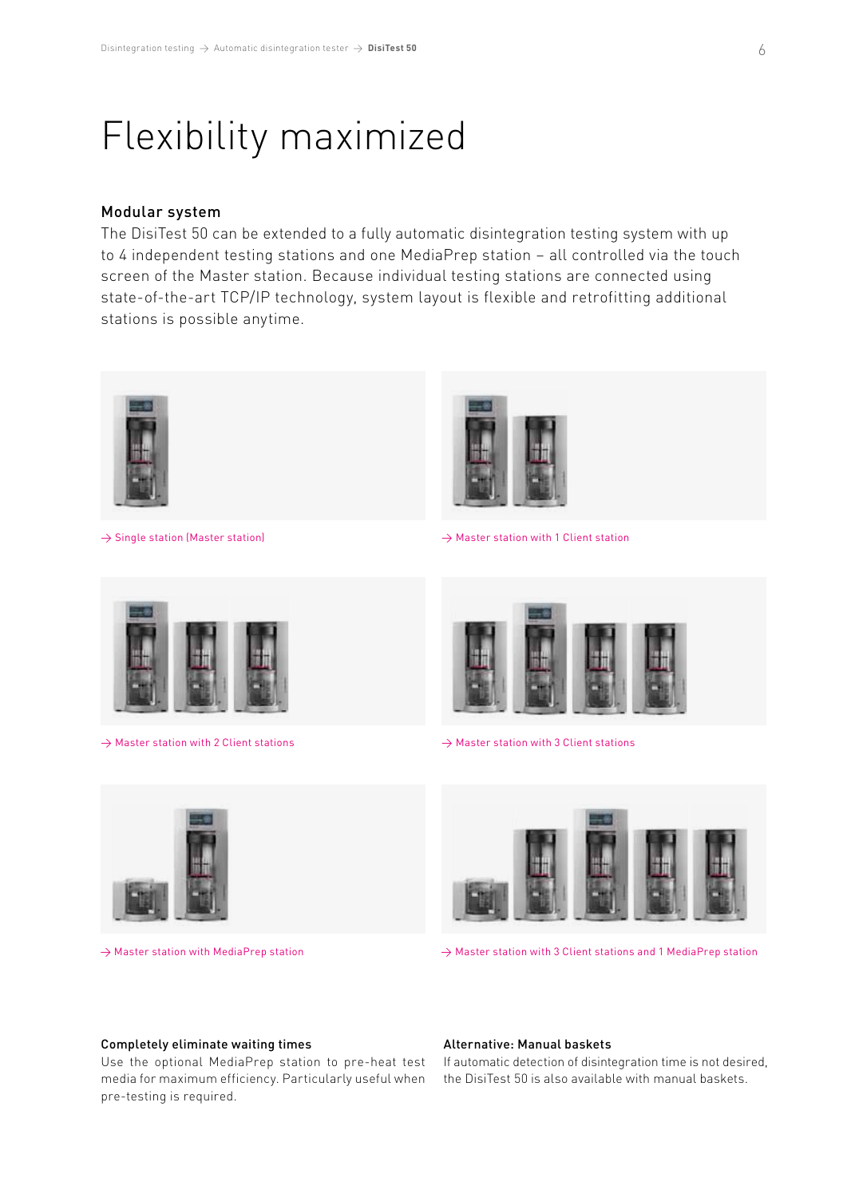# Flexibility maximized

## Modular system

The DisiTest 50 can be extended to a fully automatic disintegration testing system with up to 4 independent testing stations and one MediaPrep station – all controlled via the touch screen of the Master station. Because individual testing stations are connected using state-of-the-art TCP/IP technology, system layout is flexible and retrofitting additional stations is possible anytime.

→ Single station (Master station)

→ Master station with 1 Client station

→ Master station with 2 Client stations

→ Master station with 3 Client stations

→ Master station with MediaPrep station

→ Master station with 3 Client stations and 1 MediaPrep station

### Completely eliminate waiting times

Use the optional MediaPrep station to pre-heat test media for maximum efficiency. Particularly useful when pre-testing is required.

### Alternative: Manual baskets

If automatic detection of disintegration time is not desired, the DisiTest 50 is also available with manual baskets.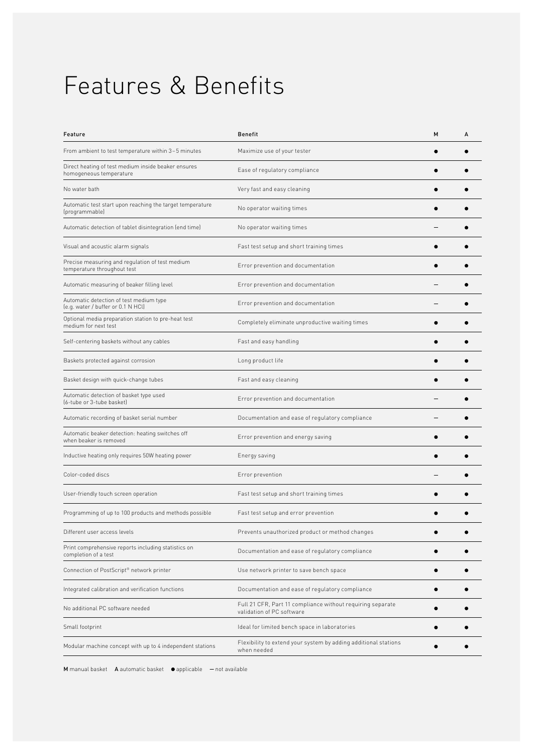# Features & Benefits

| Feature | Benefit | M | A |
|---|---|---|---|
| From ambient to test temperature within 3–5 minutes | Maximize use of your tester | ● | ● |
| Direct heating of test medium inside beaker ensures homogeneous temperature | Ease of regulatory compliance | ● | ● |
| No water bath | Very fast and easy cleaning | ● | ● |
| Automatic test start upon reaching the target temperature (programmable) | No operator waiting times | ● | ● |
| Automatic detection of tablet disintegration (end time) | No operator waiting times | – | ● |
| Visual and acoustic alarm signals | Fast test setup and short training times | ● | ● |
| Precise measuring and regulation of test medium temperature throughout test | Error prevention and documentation | ● | ● |
| Automatic measuring of beaker filling level | Error prevention and documentation | – | ● |
| Automatic detection of test medium type (e.g. water / buffer or 0.1 N HCl) | Error prevention and documentation | – | ● |
| Optional media preparation station to pre-heat test medium for next test | Completely eliminate unproductive waiting times | ● | ● |
| Self-centering baskets without any cables | Fast and easy handling | ● | ● |
| Baskets protected against corrosion | Long product life | ● | ● |
| Basket design with quick-change tubes | Fast and easy cleaning | ● | ● |
| Automatic detection of basket type used (6-tube or 3-tube basket) | Error prevention and documentation | – | ● |
| Automatic recording of basket serial number | Documentation and ease of regulatory compliance | – | ● |
| Automatic beaker detection: heating switches off when beaker is removed | Error prevention and energy saving | ● | ● |
| Inductive heating only requires 50W heating power | Energy saving | ● | ● |
| Color-coded discs | Error prevention | – | ● |
| User-friendly touch screen operation | Fast test setup and short training times | ● | ● |
| Programming of up to 100 products and methods possible | Fast test setup and error prevention | ● | ● |
| Different user access levels | Prevents unauthorized product or method changes | ● | ● |
| Print comprehensive reports including statistics on completion of a test | Documentation and ease of regulatory compliance | ● | ● |
| Connection of PostScript® network printer | Use network printer to save bench space | ● | ● |
| Integrated calibration and verification functions | Documentation and ease of regulatory compliance | ● | ● |
| No additional PC software needed | Full 21 CFR, Part 11 compliance without requiring separate validation of PC software | ● | ● |
| Small footprint | Ideal for limited bench space in laboratories | ● | ● |
| Modular machine concept with up to 4 independent stations | Flexibility to extend your system by adding additional stations when needed | ● | ● |

**M** manual basket **A** automatic basket ● applicable – not available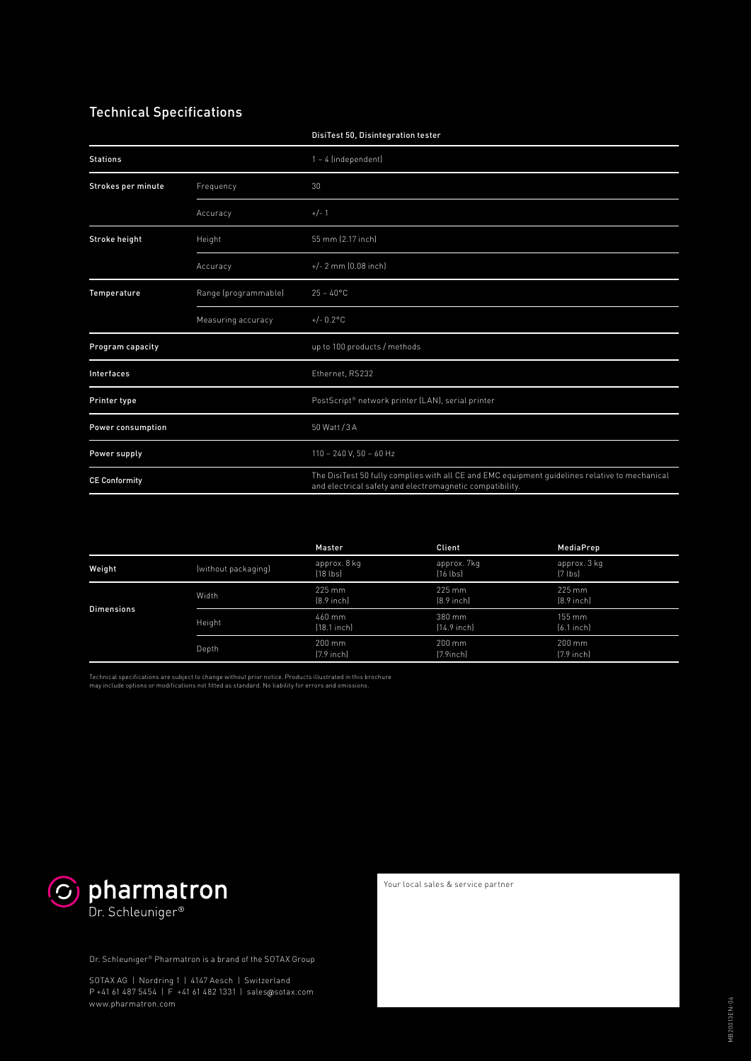## Technical Specifications

| | | DisiTest 50, Disintegration tester |
|---|---|---|
| Stations | | 1 – 4 (independent) |
| Strokes per minute | Frequency | 30 |
| | Accuracy | +/- 1 |
| Stroke height | Height | 55 mm (2.17 inch) |
| | Accuracy | +/- 2 mm (0.08 inch) |
| Temperature | Range (programmable) | 25 – 40°C |
| | Measuring accuracy | +/- 0.2°C |
| Program capacity | | up to 100 products / methods |
| Interfaces | | Ethernet, RS232 |
| Printer type | | PostScript® network printer (LAN), serial printer |
| Power consumption | | 50 Watt / 3 A |
| Power supply | | 110 – 240 V, 50 – 60 Hz |
| CE Conformity | | The DisiTest 50 fully complies with all CE and EMC equipment guidelines relative to mechanical and electrical safety and electromagnetic compatibility. |

| | | Master | Client | MediaPrep |
|---|---|---|---|---|
| Weight | (without packaging) | approx. 8 kg (18 lbs) | approx. 7kg (16 lbs) | approx. 3 kg (7 lbs) |
| Dimensions | Width | 225 mm (8.9 inch) | 225 mm (8.9 inch) | 225 mm (8.9 inch) |
| | Height | 460 mm (18.1 inch) | 380 mm (14.9 inch) | 155 mm (6.1 inch) |
| | Depth | 200 mm (7.9 inch) | 200 mm (7.9inch) | 200 mm (7.9 inch) |

Technical specifications are subject to change without prior notice. Products illustrated in this brochure may include options or modifications not fitted as standard. No liability for errors and omissions.

pharmatron
Dr. Schleuniger®

Your local sales & service partner

Dr. Schleuniger® Pharmatron is a brand of the SOTAX Group

SOTAX AG | Nordring 1 | 4147 Aesch | Switzerland
P +41 61 487 5454 | F +41 61 482 1331 | sales@sotax.com
www.pharmatron.com

MB 20013EN-04